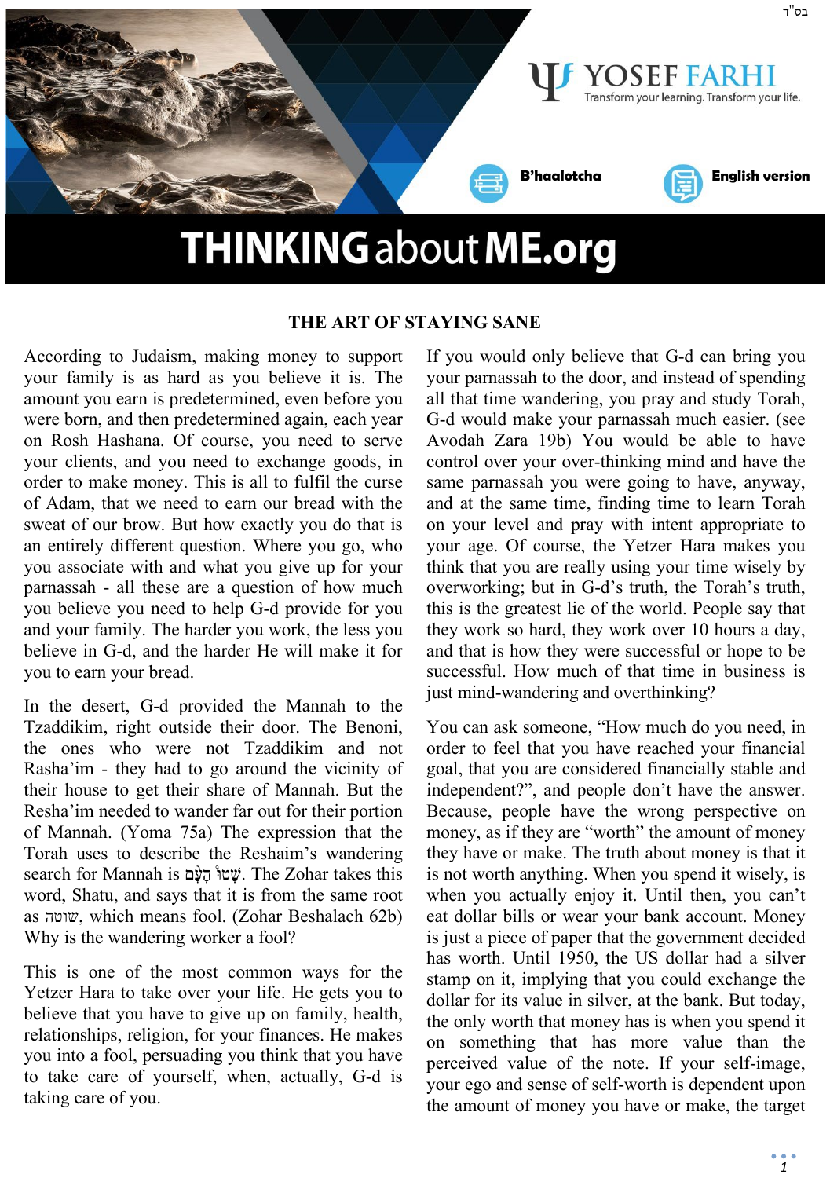בס"ד

YOSEF FARHI
Transform your learning. Transform your life.

B'haalotcha

English version

# THINKINGaboutME.org

## THE ART OF STAYING SANE

According to Judaism, making money to support your family is as hard as you believe it is. The amount you earn is predetermined, even before you were born, and then predetermined again, each year on Rosh Hashana. Of course, you need to serve your clients, and you need to exchange goods, in order to make money. This is all to fulfil the curse of Adam, that we need to earn our bread with the sweat of our brow. But how exactly you do that is an entirely different question. Where you go, who you associate with and what you give up for your parnassah - all these are a question of how much you believe you need to help G-d provide for you and your family. The harder you work, the less you believe in G-d, and the harder He will make it for you to earn your bread.

In the desert, G-d provided the Mannah to the Tzaddikim, right outside their door. The Benoni, the ones who were not Tzaddikim and not Rasha'im - they had to go around the vicinity of their house to get their share of Mannah. But the Resha'im needed to wander far out for their portion of Mannah. (Yoma 75a) The expression that the Torah uses to describe the Reshaim's wandering search for Mannah is שָׁטוּ הָעָם. The Zohar takes this word, Shatu, and says that it is from the same root as שוטה, which means fool. (Zohar Beshalach 62b) Why is the wandering worker a fool?

This is one of the most common ways for the Yetzer Hara to take over your life. He gets you to believe that you have to give up on family, health, relationships, religion, for your finances. He makes you into a fool, persuading you think that you have to take care of yourself, when, actually, G-d is taking care of you.

If you would only believe that G-d can bring you your parnassah to the door, and instead of spending all that time wandering, you pray and study Torah, G-d would make your parnassah much easier. (see Avodah Zara 19b) You would be able to have control over your over-thinking mind and have the same parnassah you were going to have, anyway, and at the same time, finding time to learn Torah on your level and pray with intent appropriate to your age. Of course, the Yetzer Hara makes you think that you are really using your time wisely by overworking; but in G-d's truth, the Torah's truth, this is the greatest lie of the world. People say that they work so hard, they work over 10 hours a day, and that is how they were successful or hope to be successful. How much of that time in business is just mind-wandering and overthinking?

You can ask someone, "How much do you need, in order to feel that you have reached your financial goal, that you are considered financially stable and independent?", and people don't have the answer. Because, people have the wrong perspective on money, as if they are "worth" the amount of money they have or make. The truth about money is that it is not worth anything. When you spend it wisely, is when you actually enjoy it. Until then, you can't eat dollar bills or wear your bank account. Money is just a piece of paper that the government decided has worth. Until 1950, the US dollar had a silver stamp on it, implying that you could exchange the dollar for its value in silver, at the bank. But today, the only worth that money has is when you spend it on something that has more value than the perceived value of the note. If your self-image, your ego and sense of self-worth is dependent upon the amount of money you have or make, the target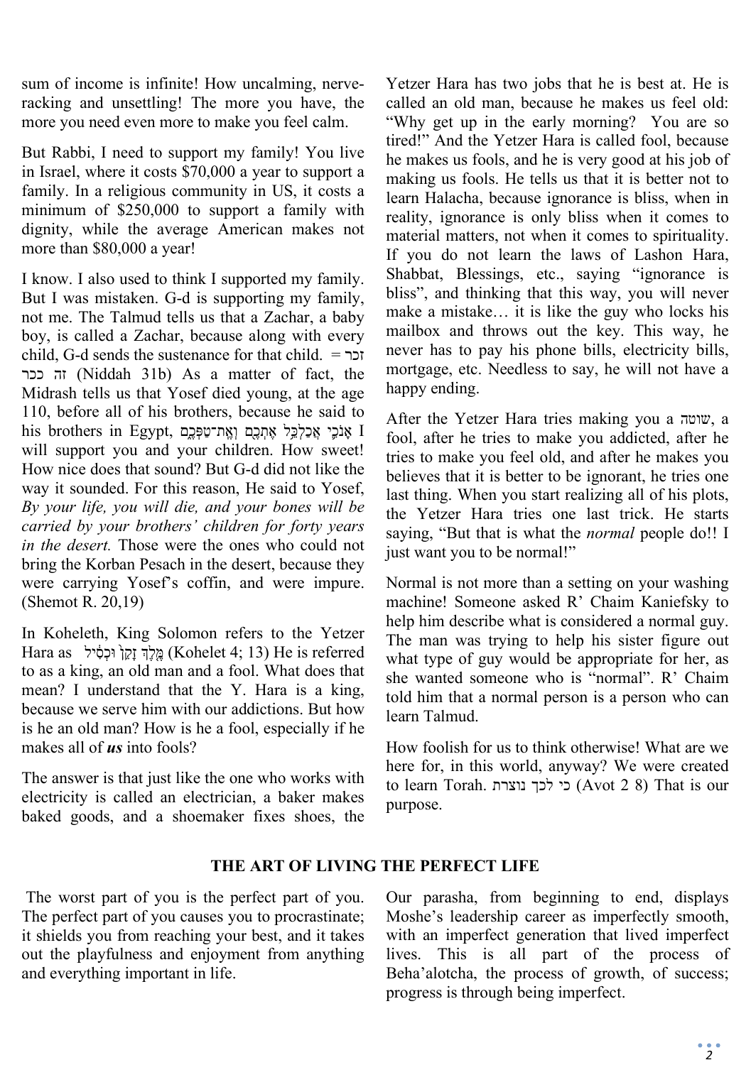sum of income is infinite! How uncalming, nerve-racking and unsettling! The more you have, the more you need even more to make you feel calm.

But Rabbi, I need to support my family! You live in Israel, where it costs $70,000 a year to support a family. In a religious community in US, it costs a minimum of $250,000 to support a family with dignity, while the average American makes not more than $80,000 a year!

I know. I also used to think I supported my family. But I was mistaken. G-d is supporting my family, not me. The Talmud tells us that a Zachar, a baby boy, is called a Zachar, because along with every child, G-d sends the sustenance for that child. זכר = זה ככר (Niddah 31b) As a matter of fact, the Midrash tells us that Yosef died young, at the age 110, before all of his brothers, because he said to his brothers in Egypt, אָנֹכִי אֲכַלְכֵּל אֶתְכֶם וְאֶת־טַפְּכֶם I will support you and your children. How sweet! How nice does that sound? But G-d did not like the way it sounded. For this reason, He said to Yosef, *By your life, you will die, and your bones will be carried by your brothers' children for forty years in the desert.* Those were the ones who could not bring the Korban Pesach in the desert, because they were carrying Yosef's coffin, and were impure. (Shemot R. 20,19)

In Koheleth, King Solomon refers to the Yetzer Hara as מֶלֶךְ זָקֵן וּכְסִיל (Kohelet 4; 13) He is referred to as a king, an old man and a fool. What does that mean? I understand that the Y. Hara is a king, because we serve him with our addictions. But how is he an old man? How is he a fool, especially if he makes all of ***us*** into fools?

The answer is that just like the one who works with electricity is called an electrician, a baker makes baked goods, and a shoemaker fixes shoes, the Yetzer Hara has two jobs that he is best at. He is called an old man, because he makes us feel old: "Why get up in the early morning? You are so tired!" And the Yetzer Hara is called fool, because he makes us fools, and he is very good at his job of making us fools. He tells us that it is better not to learn Halacha, because ignorance is bliss, when in reality, ignorance is only bliss when it comes to material matters, not when it comes to spirituality. If you do not learn the laws of Lashon Hara, Shabbat, Blessings, etc., saying "ignorance is bliss", and thinking that this way, you will never make a mistake… it is like the guy who locks his mailbox and throws out the key. This way, he never has to pay his phone bills, electricity bills, mortgage, etc. Needless to say, he will not have a happy ending.

After the Yetzer Hara tries making you a שוטה, a fool, after he tries to make you addicted, after he tries to make you feel old, and after he makes you believes that it is better to be ignorant, he tries one last thing. When you start realizing all of his plots, the Yetzer Hara tries one last trick. He starts saying, "But that is what the *normal* people do!! I just want you to be normal!"

Normal is not more than a setting on your washing machine! Someone asked R' Chaim Kaniefsky to help him describe what is considered a normal guy. The man was trying to help his sister figure out what type of guy would be appropriate for her, as she wanted someone who is "normal". R' Chaim told him that a normal person is a person who can learn Talmud.

How foolish for us to think otherwise! What are we here for, in this world, anyway? We were created to learn Torah. כי לכך נוצרת (Avot 2 8) That is our purpose.

## THE ART OF LIVING THE PERFECT LIFE

The worst part of you is the perfect part of you. The perfect part of you causes you to procrastinate; it shields you from reaching your best, and it takes out the playfulness and enjoyment from anything and everything important in life.

Our parasha, from beginning to end, displays Moshe's leadership career as imperfectly smooth, with an imperfect generation that lived imperfect lives. This is all part of the process of Beha'alotcha, the process of growth, of success; progress is through being imperfect.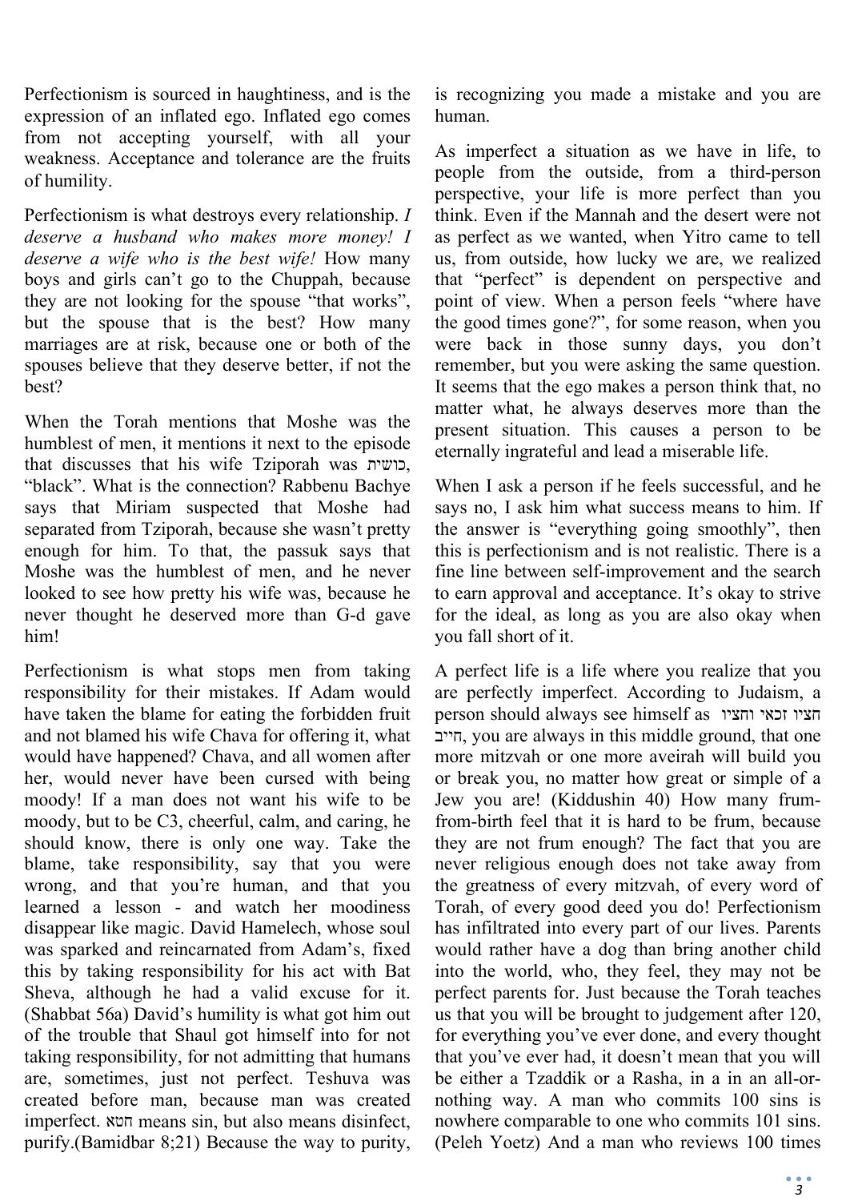Perfectionism is sourced in haughtiness, and is the expression of an inflated ego. Inflated ego comes from not accepting yourself, with all your weakness. Acceptance and tolerance are the fruits of humility.

Perfectionism is what destroys every relationship. *I deserve a husband who makes more money! I deserve a wife who is the best wife!* How many boys and girls can't go to the Chuppah, because they are not looking for the spouse "that works", but the spouse that is the best? How many marriages are at risk, because one or both of the spouses believe that they deserve better, if not the best?

When the Torah mentions that Moshe was the humblest of men, it mentions it next to the episode that discusses that his wife Tziporah was כושית, "black". What is the connection? Rabbenu Bachye says that Miriam suspected that Moshe had separated from Tziporah, because she wasn't pretty enough for him. To that, the passuk says that Moshe was the humblest of men, and he never looked to see how pretty his wife was, because he never thought he deserved more than G-d gave him!

Perfectionism is what stops men from taking responsibility for their mistakes. If Adam would have taken the blame for eating the forbidden fruit and not blamed his wife Chava for offering it, what would have happened? Chava, and all women after her, would never have been cursed with being moody! If a man does not want his wife to be moody, but to be C3, cheerful, calm, and caring, he should know, there is only one way. Take the blame, take responsibility, say that you were wrong, and that you're human, and that you learned a lesson - and watch her moodiness disappear like magic. David Hamelech, whose soul was sparked and reincarnated from Adam's, fixed this by taking responsibility for his act with Bat Sheva, although he had a valid excuse for it. (Shabbat 56a) David's humility is what got him out of the trouble that Shaul got himself into for not taking responsibility, for not admitting that humans are, sometimes, just not perfect. Teshuva was created before man, because man was created imperfect. חטא means sin, but also means disinfect, purify.(Bamidbar 8;21) Because the way to purity, is recognizing you made a mistake and you are human.

As imperfect a situation as we have in life, to people from the outside, from a third-person perspective, your life is more perfect than you think. Even if the Mannah and the desert were not as perfect as we wanted, when Yitro came to tell us, from outside, how lucky we are, we realized that "perfect" is dependent on perspective and point of view. When a person feels "where have the good times gone?", for some reason, when you were back in those sunny days, you don't remember, but you were asking the same question. It seems that the ego makes a person think that, no matter what, he always deserves more than the present situation. This causes a person to be eternally ingrateful and lead a miserable life.

When I ask a person if he feels successful, and he says no, I ask him what success means to him. If the answer is "everything going smoothly", then this is perfectionism and is not realistic. There is a fine line between self-improvement and the search to earn approval and acceptance. It's okay to strive for the ideal, as long as you are also okay when you fall short of it.

A perfect life is a life where you realize that you are perfectly imperfect. According to Judaism, a person should always see himself as חציו זכאי וחציו חייב, you are always in this middle ground, that one more mitzvah or one more aveirah will build you or break you, no matter how great or simple of a Jew you are! (Kiddushin 40) How many frum-from-birth feel that it is hard to be frum, because they are not frum enough? The fact that you are never religious enough does not take away from the greatness of every mitzvah, of every word of Torah, of every good deed you do! Perfectionism has infiltrated into every part of our lives. Parents would rather have a dog than bring another child into the world, who, they feel, they may not be perfect parents for. Just because the Torah teaches us that you will be brought to judgement after 120, for everything you've ever done, and every thought that you've ever had, it doesn't mean that you will be either a Tzaddik or a Rasha, in a in an all-or-nothing way. A man who commits 100 sins is nowhere comparable to one who commits 101 sins. (Peleh Yoetz) And a man who reviews 100 times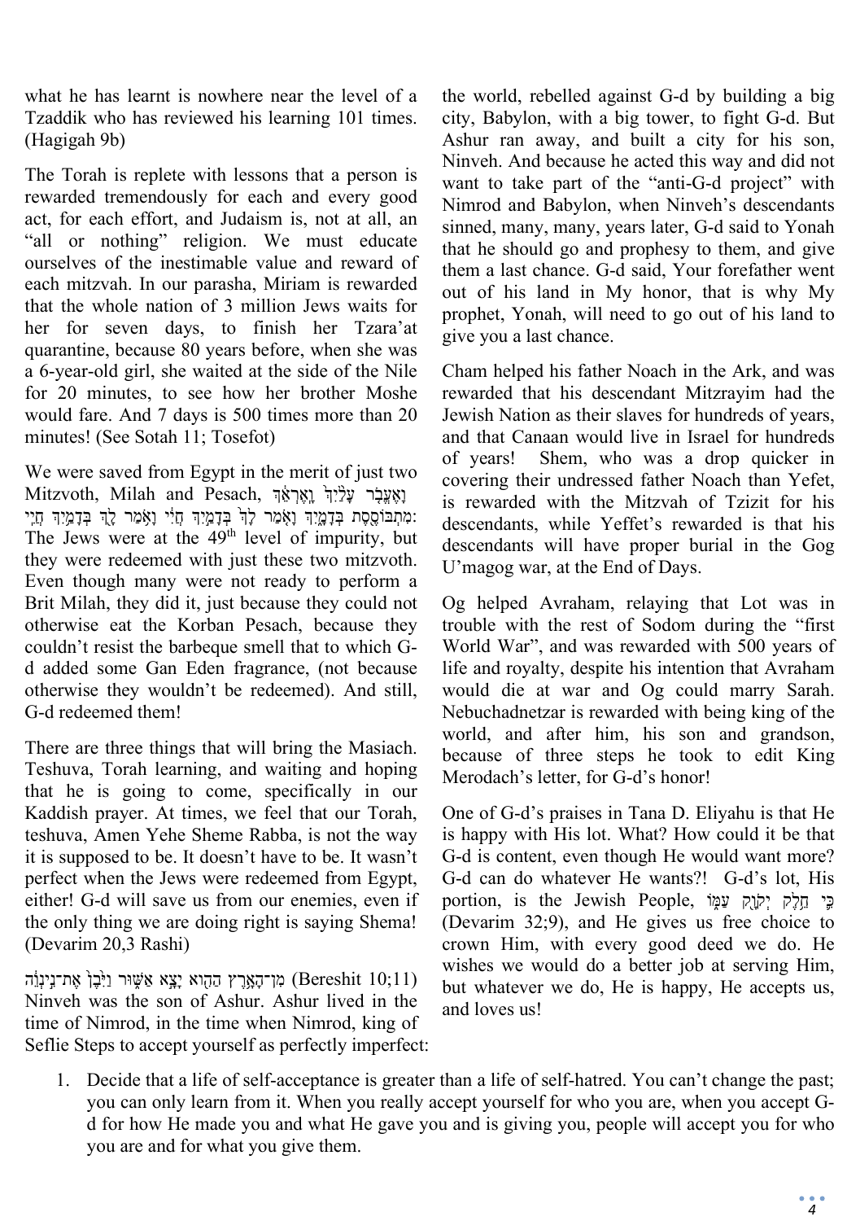what he has learnt is nowhere near the level of a Tzaddik who has reviewed his learning 101 times. (Hagigah 9b)

The Torah is replete with lessons that a person is rewarded tremendously for each and every good act, for each effort, and Judaism is, not at all, an "all or nothing" religion. We must educate ourselves of the inestimable value and reward of each mitzvah. In our parasha, Miriam is rewarded that the whole nation of 3 million Jews waits for her for seven days, to finish her Tzara'at quarantine, because 80 years before, when she was a 6-year-old girl, she waited at the side of the Nile for 20 minutes, to see how her brother Moshe would fare. And 7 days is 500 times more than 20 minutes! (See Sotah 11; Tosefot)

We were saved from Egypt in the merit of just two Mitzvoth, Milah and Pesach, וָאֶעֱבֹר עָלַיִךְ וָאֶרְאֵךְ מִתְבּוֹסֶסֶת בְּדָמָיִךְ וָאֹמַר לָךְ בְּדָמַיִךְ חֲיִי וָאֹמַר לָךְ בְּדָמַיִךְ חֲיִי: The Jews were at the 49th level of impurity, but they were redeemed with just these two mitzvoth. Even though many were not ready to perform a Brit Milah, they did it, just because they could not otherwise eat the Korban Pesach, because they couldn't resist the barbeque smell that to which G-d added some Gan Eden fragrance, (not because otherwise they wouldn't be redeemed). And still, G-d redeemed them!

There are three things that will bring the Masiach. Teshuva, Torah learning, and waiting and hoping that he is going to come, specifically in our Kaddish prayer. At times, we feel that our Torah, teshuva, Amen Yehe Sheme Rabba, is not the way it is supposed to be. It doesn't have to be. It wasn't perfect when the Jews were redeemed from Egypt, either! G-d will save us from our enemies, even if the only thing we are doing right is saying Shema! (Devarim 20,3 Rashi)

מִן־הָאָרֶץ הַהִוא יָצָא אַשּׁוּר וַיִּבֶן אֶת־נִינְוֵה (Bereshit 10;11) Ninveh was the son of Ashur. Ashur lived in the time of Nimrod, in the time when Nimrod, king of the world, rebelled against G-d by building a big city, Babylon, with a big tower, to fight G-d. But Ashur ran away, and built a city for his son, Ninveh. And because he acted this way and did not want to take part of the "anti-G-d project" with Nimrod and Babylon, when Ninveh's descendants sinned, many, many, years later, G-d said to Yonah that he should go and prophesy to them, and give them a last chance. G-d said, Your forefather went out of his land in My honor, that is why My prophet, Yonah, will need to go out of his land to give you a last chance.

Cham helped his father Noach in the Ark, and was rewarded that his descendant Mitzrayim had the Jewish Nation as their slaves for hundreds of years, and that Canaan would live in Israel for hundreds of years! Shem, who was a drop quicker in covering their undressed father Noach than Yefet, is rewarded with the Mitzvah of Tzizit for his descendants, while Yeffet's rewarded is that his descendants will have proper burial in the Gog U'magog war, at the End of Days.

Og helped Avraham, relaying that Lot was in trouble with the rest of Sodom during the "first World War", and was rewarded with 500 years of life and royalty, despite his intention that Avraham would die at war and Og could marry Sarah. Nebuchadnetzar is rewarded with being king of the world, and after him, his son and grandson, because of three steps he took to edit King Merodach's letter, for G-d's honor!

One of G-d's praises in Tana D. Eliyahu is that He is happy with His lot. What? How could it be that G-d is content, even though He would want more? G-d can do whatever He wants?! G-d's lot, His portion, is the Jewish People, כִּי חֵלֶק יְקוָק עַמּוֹ (Devarim 32;9), and He gives us free choice to crown Him, with every good deed we do. He wishes we would do a better job at serving Him, but whatever we do, He is happy, He accepts us, and loves us!

Seflie Steps to accept yourself as perfectly imperfect:

1. Decide that a life of self-acceptance is greater than a life of self-hatred. You can't change the past; you can only learn from it. When you really accept yourself for who you are, when you accept G-d for how He made you and what He gave you and is giving you, people will accept you for who you are and for what you give them.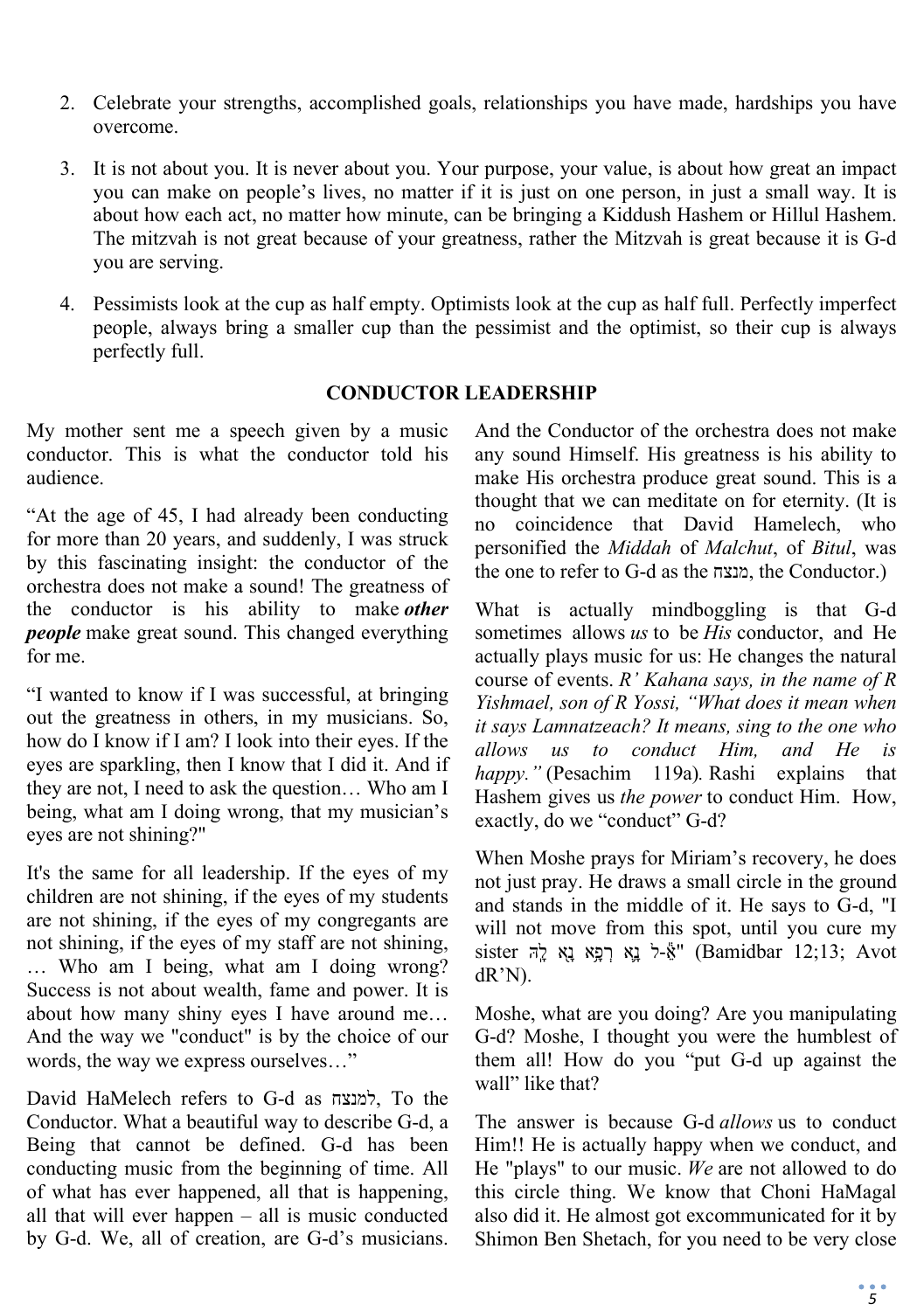2. Celebrate your strengths, accomplished goals, relationships you have made, hardships you have overcome.

3. It is not about you. It is never about you. Your purpose, your value, is about how great an impact you can make on people's lives, no matter if it is just on one person, in just a small way. It is about how each act, no matter how minute, can be bringing a Kiddush Hashem or Hillul Hashem. The mitzvah is not great because of your greatness, rather the Mitzvah is great because it is G-d you are serving.

4. Pessimists look at the cup as half empty. Optimists look at the cup as half full. Perfectly imperfect people, always bring a smaller cup than the pessimist and the optimist, so their cup is always perfectly full.

## CONDUCTOR LEADERSHIP

My mother sent me a speech given by a music conductor. This is what the conductor told his audience.

"At the age of 45, I had already been conducting for more than 20 years, and suddenly, I was struck by this fascinating insight: the conductor of the orchestra does not make a sound! The greatness of the conductor is his ability to make ***other people*** make great sound. This changed everything for me.

"I wanted to know if I was successful, at bringing out the greatness in others, in my musicians. So, how do I know if I am? I look into their eyes. If the eyes are sparkling, then I know that I did it. And if they are not, I need to ask the question… Who am I being, what am I doing wrong, that my musician's eyes are not shining?"

It's the same for all leadership. If the eyes of my children are not shining, if the eyes of my students are not shining, if the eyes of my congregants are not shining, if the eyes of my staff are not shining, … Who am I being, what am I doing wrong? Success is not about wealth, fame and power. It is about how many shiny eyes I have around me… And the way we "conduct" is by the choice of our words, the way we express ourselves…"

David HaMelech refers to G-d as למנצח, To the Conductor. What a beautiful way to describe G-d, a Being that cannot be defined. G-d has been conducting music from the beginning of time. All of what has ever happened, all that is happening, all that will ever happen – all is music conducted by G-d. We, all of creation, are G-d's musicians. And the Conductor of the orchestra does not make any sound Himself. His greatness is his ability to make His orchestra produce great sound. This is a thought that we can meditate on for eternity. (It is no coincidence that David Hamelech, who personified the *Middah* of *Malchut*, of *Bitul*, was the one to refer to G-d as the מנצח, the Conductor.)

What is actually mindboggling is that G-d sometimes allows *us* to be *His* conductor, and He actually plays music for us: He changes the natural course of events. *R' Kahana says, in the name of R Yishmael, son of R Yossi, "What does it mean when it says Lamnatzeach? It means, sing to the one who allows us to conduct Him, and He is happy."* (Pesachim 119a). Rashi explains that Hashem gives us *the power* to conduct Him. How, exactly, do we "conduct" G-d?

When Moshe prays for Miriam's recovery, he does not just pray. He draws a small circle in the ground and stands in the middle of it. He says to G-d, "I will not move from this spot, until you cure my sister אֵ-ל נָא רְפָא נָא לָהּ" (Bamidbar 12;13; Avot dR'N).

Moshe, what are you doing? Are you manipulating G-d? Moshe, I thought you were the humblest of them all! How do you "put G-d up against the wall" like that?

The answer is because G-d *allows* us to conduct Him!! He is actually happy when we conduct, and He "plays" to our music. *We* are not allowed to do this circle thing. We know that Choni HaMagal also did it. He almost got excommunicated for it by Shimon Ben Shetach, for you need to be very close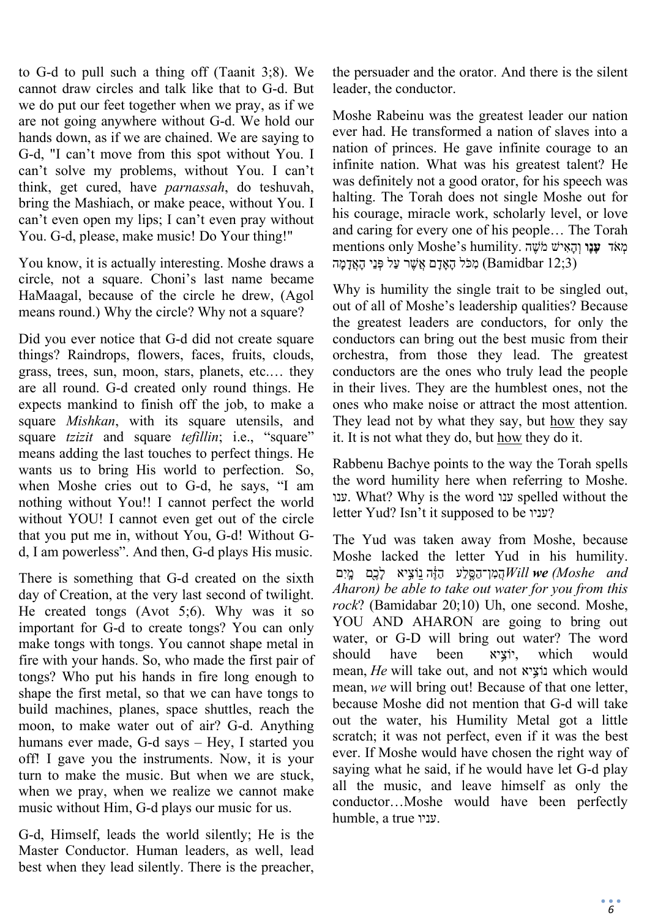to G-d to pull such a thing off (Taanit 3;8). We cannot draw circles and talk like that to G-d. But we do put our feet together when we pray, as if we are not going anywhere without G-d. We hold our hands down, as if we are chained. We are saying to G-d, "I can't move from this spot without You. I can't solve my problems, without You. I can't think, get cured, have *parnassah*, do teshuvah, bring the Mashiach, or make peace, without You. I can't even open my lips; I can't even pray without You. G-d, please, make music! Do Your thing!"

You know, it is actually interesting. Moshe draws a circle, not a square. Choni's last name became HaMaagal, because of the circle he drew, (Agol means round.) Why the circle? Why not a square?

Did you ever notice that G-d did not create square things? Raindrops, flowers, faces, fruits, clouds, grass, trees, sun, moon, stars, planets, etc.… they are all round. G-d created only round things. He expects mankind to finish off the job, to make a square *Mishkan*, with its square utensils, and square *tzizit* and square *tefillin*; i.e., "square" means adding the last touches to perfect things. He wants us to bring His world to perfection. So, when Moshe cries out to G-d, he says, "I am nothing without You!! I cannot perfect the world without YOU! I cannot even get out of the circle that you put me in, without You, G-d! Without G-d, I am powerless". And then, G-d plays His music.

There is something that G-d created on the sixth day of Creation, at the very last second of twilight. He created tongs (Avot 5;6). Why was it so important for G-d to create tongs? You can only make tongs with tongs. You cannot shape metal in fire with your hands. So, who made the first pair of tongs? Who put his hands in fire long enough to shape the first metal, so that we can have tongs to build machines, planes, space shuttles, reach the moon, to make water out of air? G-d. Anything humans ever made, G-d says – Hey, I started you off! I gave you the instruments. Now, it is your turn to make the music. But when we are stuck, when we pray, when we realize we cannot make music without Him, G-d plays our music for us.

G-d, Himself, leads the world silently; He is the Master Conductor. Human leaders, as well, lead best when they lead silently. There is the preacher, the persuader and the orator. And there is the silent leader, the conductor.

Moshe Rabeinu was the greatest leader our nation ever had. He transformed a nation of slaves into a nation of princes. He gave infinite courage to an infinite nation. What was his greatest talent? He was definitely not a good orator, for his speech was halting. The Torah does not single Moshe out for his courage, miracle work, scholarly level, or love and caring for every one of his people… The Torah mentions only Moshe's humility. **עָנָו** וְהָאִישׁ מֹשֶׁה מְאֹד מִכֹּל הָאָדָם אֲשֶׁר עַל פְּנֵי הָאֲדָמָה (Bamidbar 12;3)

Why is humility the single trait to be singled out, out of all of Moshe's leadership qualities? Because the greatest leaders are conductors, for only the conductors can bring out the best music from their orchestra, from those they lead. The greatest conductors are the ones who truly lead the people in their lives. They are the humblest ones, not the ones who make noise or attract the most attention. They lead not by what they say, but <u>how</u> they say it. It is not what they do, but <u>how</u> they do it.

Rabbenu Bachye points to the way the Torah spells the word humility here when referring to Moshe. ענו. What? Why is the word ענו spelled without the letter Yud? Isn't it supposed to be עניו?

The Yud was taken away from Moshe, because Moshe lacked the letter Yud in his humility. הֲמִן־הַסֶּלַע הַזֶּה נוֹצִיא לָכֶם מָיִם *Will **we** (Moshe and Aharon) be able to take out water for you from this rock*? (Bamidabar 20;10) Uh, one second. Moshe, YOU AND AHARON are going to bring out water, or G-D will bring out water? The word should have been יוֹצִיא, which would mean, *He* will take out, and not נוֹצִיא which would mean, *we* will bring out! Because of that one letter, because Moshe did not mention that G-d will take out the water, his Humility Metal got a little scratch; it was not perfect, even if it was the best ever. If Moshe would have chosen the right way of saying what he said, if he would have let G-d play all the music, and leave himself as only the conductor…Moshe would have been perfectly humble, a true עניו.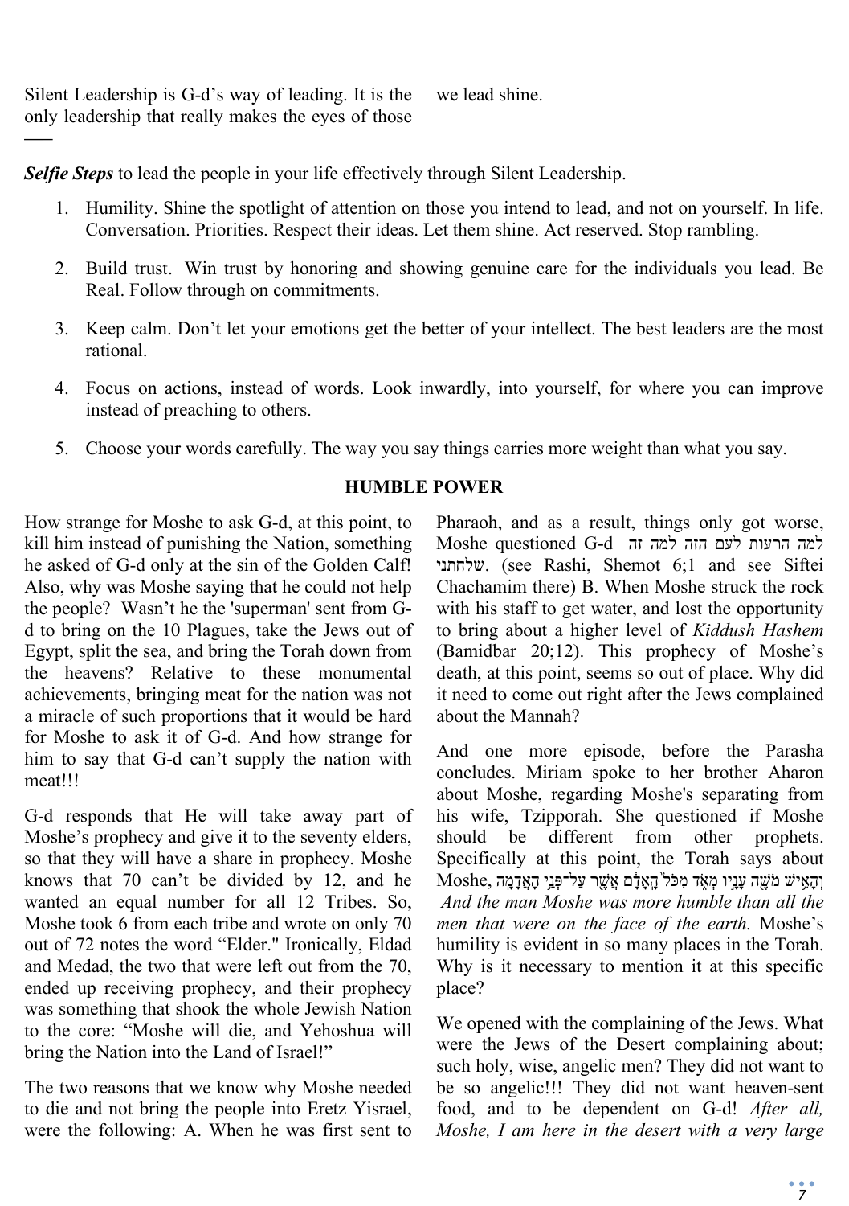Silent Leadership is G-d's way of leading. It is the only leadership that really makes the eyes of those we lead shine.

---

***Selfie Steps*** to lead the people in your life effectively through Silent Leadership.

1. Humility. Shine the spotlight of attention on those you intend to lead, and not on yourself. In life. Conversation. Priorities. Respect their ideas. Let them shine. Act reserved. Stop rambling.
2. Build trust. Win trust by honoring and showing genuine care for the individuals you lead. Be Real. Follow through on commitments.
3. Keep calm. Don't let your emotions get the better of your intellect. The best leaders are the most rational.
4. Focus on actions, instead of words. Look inwardly, into yourself, for where you can improve instead of preaching to others.
5. Choose your words carefully. The way you say things carries more weight than what you say.

## HUMBLE POWER

How strange for Moshe to ask G-d, at this point, to kill him instead of punishing the Nation, something he asked of G-d only at the sin of the Golden Calf! Also, why was Moshe saying that he could not help the people? Wasn't he the 'superman' sent from G-d to bring on the 10 Plagues, take the Jews out of Egypt, split the sea, and bring the Torah down from the heavens? Relative to these monumental achievements, bringing meat for the nation was not a miracle of such proportions that it would be hard for Moshe to ask it of G-d. And how strange for him to say that G-d can't supply the nation with meat!!!

G-d responds that He will take away part of Moshe's prophecy and give it to the seventy elders, so that they will have a share in prophecy. Moshe knows that 70 can't be divided by 12, and he wanted an equal number for all 12 Tribes. So, Moshe took 6 from each tribe and wrote on only 70 out of 72 notes the word "Elder." Ironically, Eldad and Medad, the two that were left out from the 70, ended up receiving prophecy, and their prophecy was something that shook the whole Jewish Nation to the core: "Moshe will die, and Yehoshua will bring the Nation into the Land of Israel!"

The two reasons that we know why Moshe needed to die and not bring the people into Eretz Yisrael, were the following: A. When he was first sent to Pharaoh, and as a result, things only got worse, Moshe questioned G-d למה הרעות לעם הזה למה זה שלחתני. (see Rashi, Shemot 6;1 and see Siftei Chachamim there) B. When Moshe struck the rock with his staff to get water, and lost the opportunity to bring about a higher level of *Kiddush Hashem* (Bamidbar 20;12). This prophecy of Moshe's death, at this point, seems so out of place. Why did it need to come out right after the Jews complained about the Mannah?

And one more episode, before the Parasha concludes. Miriam spoke to her brother Aharon about Moshe, regarding Moshe's separating from his wife, Tzipporah. She questioned if Moshe should be different from other prophets. Specifically at this point, the Torah says about Moshe, וְהָאִישׁ מֹשֶׁה עָנָיו מְאֹד מִכֹּל֙ הָֽאָדָ֔ם אֲשֶׁ֖ר עַל־פְּנֵ֥י הָאֲדָמָֽה *And the man Moshe was more humble than all the men that were on the face of the earth.* Moshe's humility is evident in so many places in the Torah. Why is it necessary to mention it at this specific place?

We opened with the complaining of the Jews. What were the Jews of the Desert complaining about; such holy, wise, angelic men? They did not want to be so angelic!!! They did not want heaven-sent food, and to be dependent on G-d! *After all, Moshe, I am here in the desert with a very large*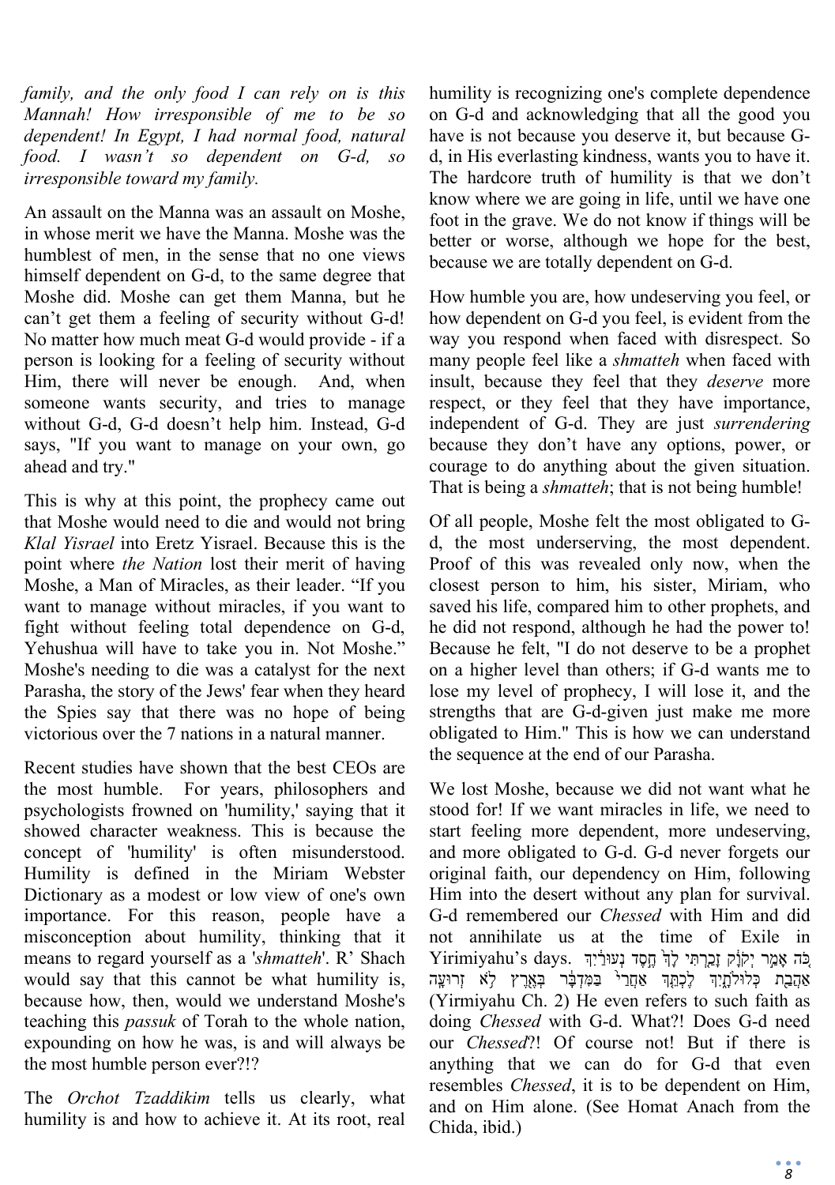*family, and the only food I can rely on is this Mannah! How irresponsible of me to be so dependent! In Egypt, I had normal food, natural food. I wasn't so dependent on G-d, so irresponsible toward my family.*

An assault on the Manna was an assault on Moshe, in whose merit we have the Manna. Moshe was the humblest of men, in the sense that no one views himself dependent on G-d, to the same degree that Moshe did. Moshe can get them Manna, but he can't get them a feeling of security without G-d! No matter how much meat G-d would provide - if a person is looking for a feeling of security without Him, there will never be enough. And, when someone wants security, and tries to manage without G-d, G-d doesn't help him. Instead, G-d says, "If you want to manage on your own, go ahead and try."

This is why at this point, the prophecy came out that Moshe would need to die and would not bring *Klal Yisrael* into Eretz Yisrael. Because this is the point where *the Nation* lost their merit of having Moshe, a Man of Miracles, as their leader. "If you want to manage without miracles, if you want to fight without feeling total dependence on G-d, Yehushua will have to take you in. Not Moshe." Moshe's needing to die was a catalyst for the next Parasha, the story of the Jews' fear when they heard the Spies say that there was no hope of being victorious over the 7 nations in a natural manner.

Recent studies have shown that the best CEOs are the most humble. For years, philosophers and psychologists frowned on 'humility,' saying that it showed character weakness. This is because the concept of 'humility' is often misunderstood. Humility is defined in the Miriam Webster Dictionary as a modest or low view of one's own importance. For this reason, people have a misconception about humility, thinking that it means to regard yourself as a '*shmatteh*'. R' Shach would say that this cannot be what humility is, because how, then, would we understand Moshe's teaching this *passuk* of Torah to the whole nation, expounding on how he was, is and will always be the most humble person ever?!?

The *Orchot Tzaddikim* tells us clearly, what humility is and how to achieve it. At its root, real humility is recognizing one's complete dependence on G-d and acknowledging that all the good you have is not because you deserve it, but because G-d, in His everlasting kindness, wants you to have it. The hardcore truth of humility is that we don't know where we are going in life, until we have one foot in the grave. We do not know if things will be better or worse, although we hope for the best, because we are totally dependent on G-d.

How humble you are, how undeserving you feel, or how dependent on G-d you feel, is evident from the way you respond when faced with disrespect. So many people feel like a *shmatteh* when faced with insult, because they feel that they *deserve* more respect, or they feel that they have importance, independent of G-d. They are just *surrendering* because they don't have any options, power, or courage to do anything about the given situation. That is being a *shmatteh*; that is not being humble!

Of all people, Moshe felt the most obligated to G-d, the most underserving, the most dependent. Proof of this was revealed only now, when the closest person to him, his sister, Miriam, who saved his life, compared him to other prophets, and he did not respond, although he had the power to! Because he felt, "I do not deserve to be a prophet on a higher level than others; if G-d wants me to lose my level of prophecy, I will lose it, and the strengths that are G-d-given just make me more obligated to Him." This is how we can understand the sequence at the end of our Parasha.

We lost Moshe, because we did not want what he stood for! If we want miracles in life, we need to start feeling more dependent, more undeserving, and more obligated to G-d. G-d never forgets our original faith, our dependency on Him, following Him into the desert without any plan for survival. G-d remembered our *Chessed* with Him and did not annihilate us at the time of Exile in Yirimiyahu's days. כֹּה אָמַר יְקֹוָק זָכַרְתִּי לָךְ חֶסֶד נְעוּרַיִךְ אַהֲבַת כְּלוּלֹתָיִךְ לֶכְתֵּךְ אַחֲרַי בַּמִּדְבָּר בְּאֶרֶץ לֹא זְרוּעָה (Yirmiyahu Ch. 2) He even refers to such faith as doing *Chessed* with G-d. What?! Does G-d need our *Chessed*?! Of course not! But if there is anything that we can do for G-d that even resembles *Chessed*, it is to be dependent on Him, and on Him alone. (See Homat Anach from the Chida, ibid.)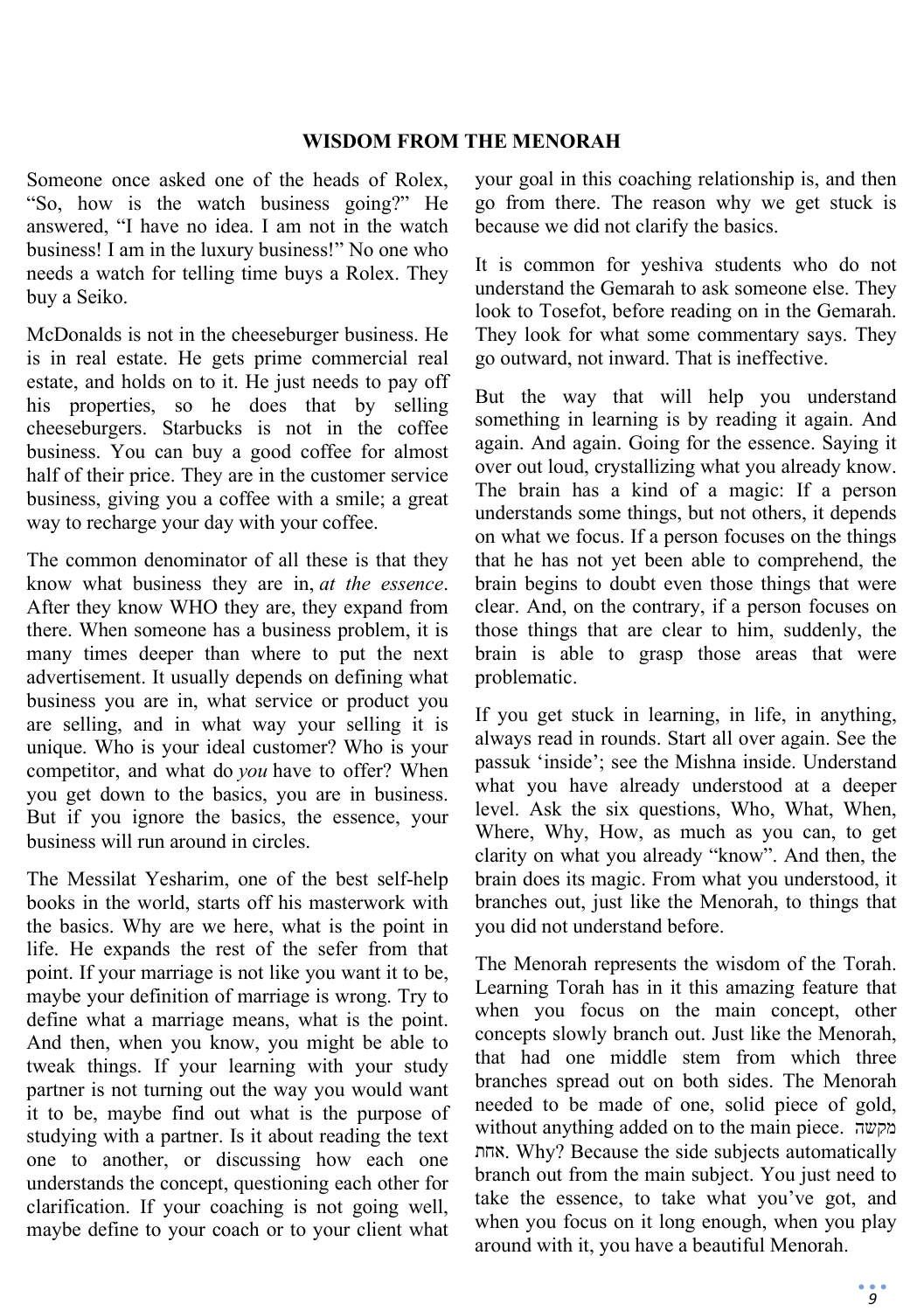## WISDOM FROM THE MENORAH

Someone once asked one of the heads of Rolex, "So, how is the watch business going?" He answered, "I have no idea. I am not in the watch business! I am in the luxury business!" No one who needs a watch for telling time buys a Rolex. They buy a Seiko.

McDonalds is not in the cheeseburger business. He is in real estate. He gets prime commercial real estate, and holds on to it. He just needs to pay off his properties, so he does that by selling cheeseburgers. Starbucks is not in the coffee business. You can buy a good coffee for almost half of their price. They are in the customer service business, giving you a coffee with a smile; a great way to recharge your day with your coffee.

The common denominator of all these is that they know what business they are in, *at the essence*. After they know WHO they are, they expand from there. When someone has a business problem, it is many times deeper than where to put the next advertisement. It usually depends on defining what business you are in, what service or product you are selling, and in what way your selling it is unique. Who is your ideal customer? Who is your competitor, and what do *you* have to offer? When you get down to the basics, you are in business. But if you ignore the basics, the essence, your business will run around in circles.

The Messilat Yesharim, one of the best self-help books in the world, starts off his masterwork with the basics. Why are we here, what is the point in life. He expands the rest of the sefer from that point. If your marriage is not like you want it to be, maybe your definition of marriage is wrong. Try to define what a marriage means, what is the point. And then, when you know, you might be able to tweak things. If your learning with your study partner is not turning out the way you would want it to be, maybe find out what is the purpose of studying with a partner. Is it about reading the text one to another, or discussing how each one understands the concept, questioning each other for clarification. If your coaching is not going well, maybe define to your coach or to your client what your goal in this coaching relationship is, and then go from there. The reason why we get stuck is because we did not clarify the basics.

It is common for yeshiva students who do not understand the Gemarah to ask someone else. They look to Tosefot, before reading on in the Gemarah. They look for what some commentary says. They go outward, not inward. That is ineffective.

But the way that will help you understand something in learning is by reading it again. And again. And again. Going for the essence. Saying it over out loud, crystallizing what you already know. The brain has a kind of a magic: If a person understands some things, but not others, it depends on what we focus. If a person focuses on the things that he has not yet been able to comprehend, the brain begins to doubt even those things that were clear. And, on the contrary, if a person focuses on those things that are clear to him, suddenly, the brain is able to grasp those areas that were problematic.

If you get stuck in learning, in life, in anything, always read in rounds. Start all over again. See the passuk 'inside'; see the Mishna inside. Understand what you have already understood at a deeper level. Ask the six questions, Who, What, When, Where, Why, How, as much as you can, to get clarity on what you already "know". And then, the brain does its magic. From what you understood, it branches out, just like the Menorah, to things that you did not understand before.

The Menorah represents the wisdom of the Torah. Learning Torah has in it this amazing feature that when you focus on the main concept, other concepts slowly branch out. Just like the Menorah, that had one middle stem from which three branches spread out on both sides. The Menorah needed to be made of one, solid piece of gold, without anything added on to the main piece. מקשה אחת. Why? Because the side subjects automatically branch out from the main subject. You just need to take the essence, to take what you've got, and when you focus on it long enough, when you play around with it, you have a beautiful Menorah.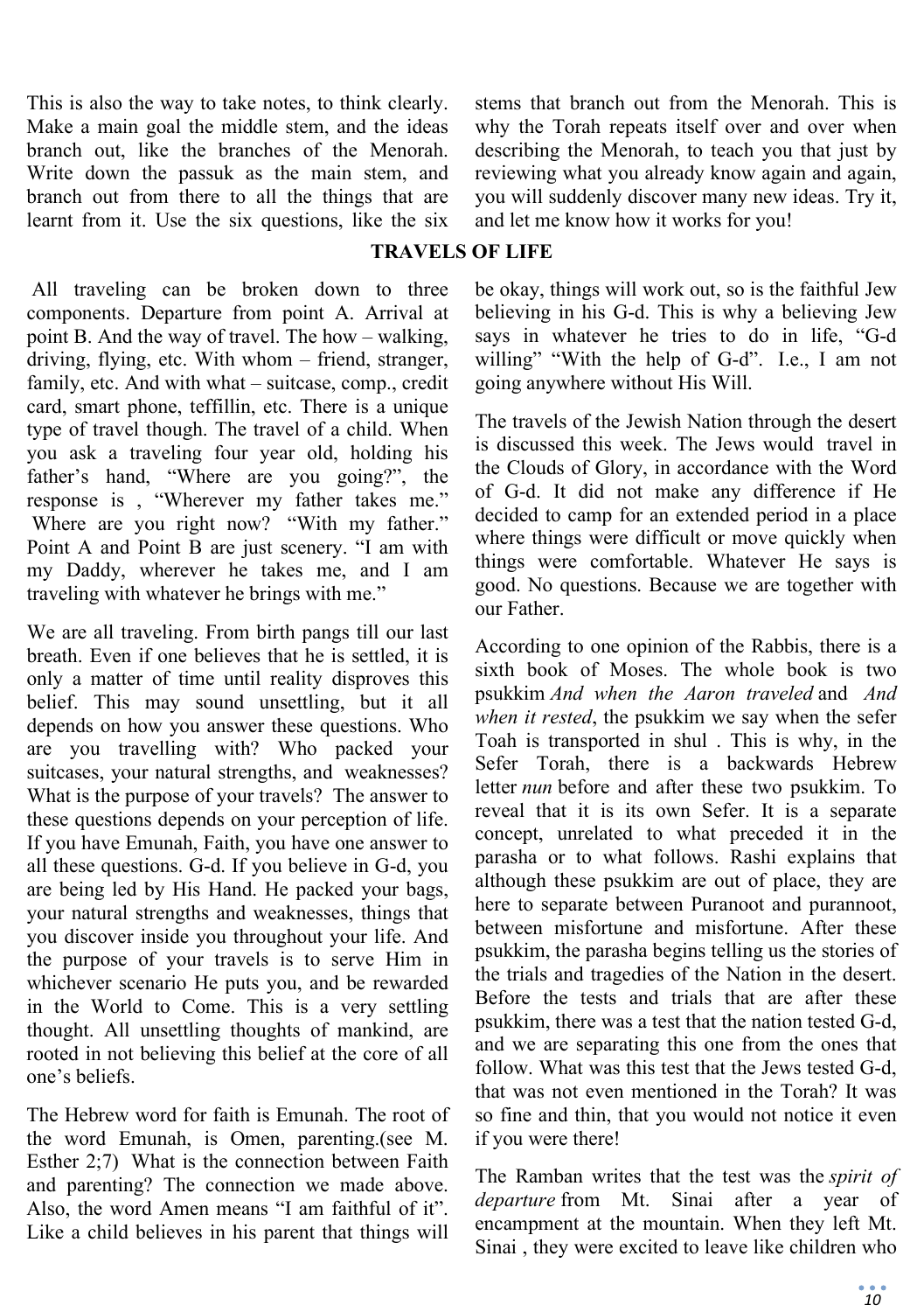This is also the way to take notes, to think clearly. Make a main goal the middle stem, and the ideas branch out, like the branches of the Menorah. Write down the passuk as the main stem, and branch out from there to all the things that are learnt from it. Use the six questions, like the six stems that branch out from the Menorah. This is why the Torah repeats itself over and over when describing the Menorah, to teach you that just by reviewing what you already know again and again, you will suddenly discover many new ideas. Try it, and let me know how it works for you!

## TRAVELS OF LIFE

All traveling can be broken down to three components. Departure from point A. Arrival at point B. And the way of travel. The how – walking, driving, flying, etc. With whom – friend, stranger, family, etc. And with what – suitcase, comp., credit card, smart phone, teffillin, etc. There is a unique type of travel though. The travel of a child. When you ask a traveling four year old, holding his father's hand, "Where are you going?", the response is , "Wherever my father takes me." Where are you right now? "With my father." Point A and Point B are just scenery. "I am with my Daddy, wherever he takes me, and I am traveling with whatever he brings with me."

We are all traveling. From birth pangs till our last breath. Even if one believes that he is settled, it is only a matter of time until reality disproves this belief. This may sound unsettling, but it all depends on how you answer these questions. Who are you travelling with? Who packed your suitcases, your natural strengths, and weaknesses? What is the purpose of your travels? The answer to these questions depends on your perception of life. If you have Emunah, Faith, you have one answer to all these questions. G-d. If you believe in G-d, you are being led by His Hand. He packed your bags, your natural strengths and weaknesses, things that you discover inside you throughout your life. And the purpose of your travels is to serve Him in whichever scenario He puts you, and be rewarded in the World to Come. This is a very settling thought. All unsettling thoughts of mankind, are rooted in not believing this belief at the core of all one's beliefs.

The Hebrew word for faith is Emunah. The root of the word Emunah, is Omen, parenting.(see M. Esther 2;7) What is the connection between Faith and parenting? The connection we made above. Also, the word Amen means "I am faithful of it". Like a child believes in his parent that things will be okay, things will work out, so is the faithful Jew believing in his G-d. This is why a believing Jew says in whatever he tries to do in life, "G-d willing" "With the help of G-d". I.e., I am not going anywhere without His Will.

The travels of the Jewish Nation through the desert is discussed this week. The Jews would travel in the Clouds of Glory, in accordance with the Word of G-d. It did not make any difference if He decided to camp for an extended period in a place where things were difficult or move quickly when things were comfortable. Whatever He says is good. No questions. Because we are together with our Father.

According to one opinion of the Rabbis, there is a sixth book of Moses. The whole book is two psukkim *And when the Aaron traveled* and *And when it rested*, the psukkim we say when the sefer Toah is transported in shul . This is why, in the Sefer Torah, there is a backwards Hebrew letter *nun* before and after these two psukkim. To reveal that it is its own Sefer. It is a separate concept, unrelated to what preceded it in the parasha or to what follows. Rashi explains that although these psukkim are out of place, they are here to separate between Puranoot and purannoot, between misfortune and misfortune. After these psukkim, the parasha begins telling us the stories of the trials and tragedies of the Nation in the desert. Before the tests and trials that are after these psukkim, there was a test that the nation tested G-d, and we are separating this one from the ones that follow. What was this test that the Jews tested G-d, that was not even mentioned in the Torah? It was so fine and thin, that you would not notice it even if you were there!

The Ramban writes that the test was the *spirit of departure* from Mt. Sinai after a year of encampment at the mountain. When they left Mt. Sinai , they were excited to leave like children who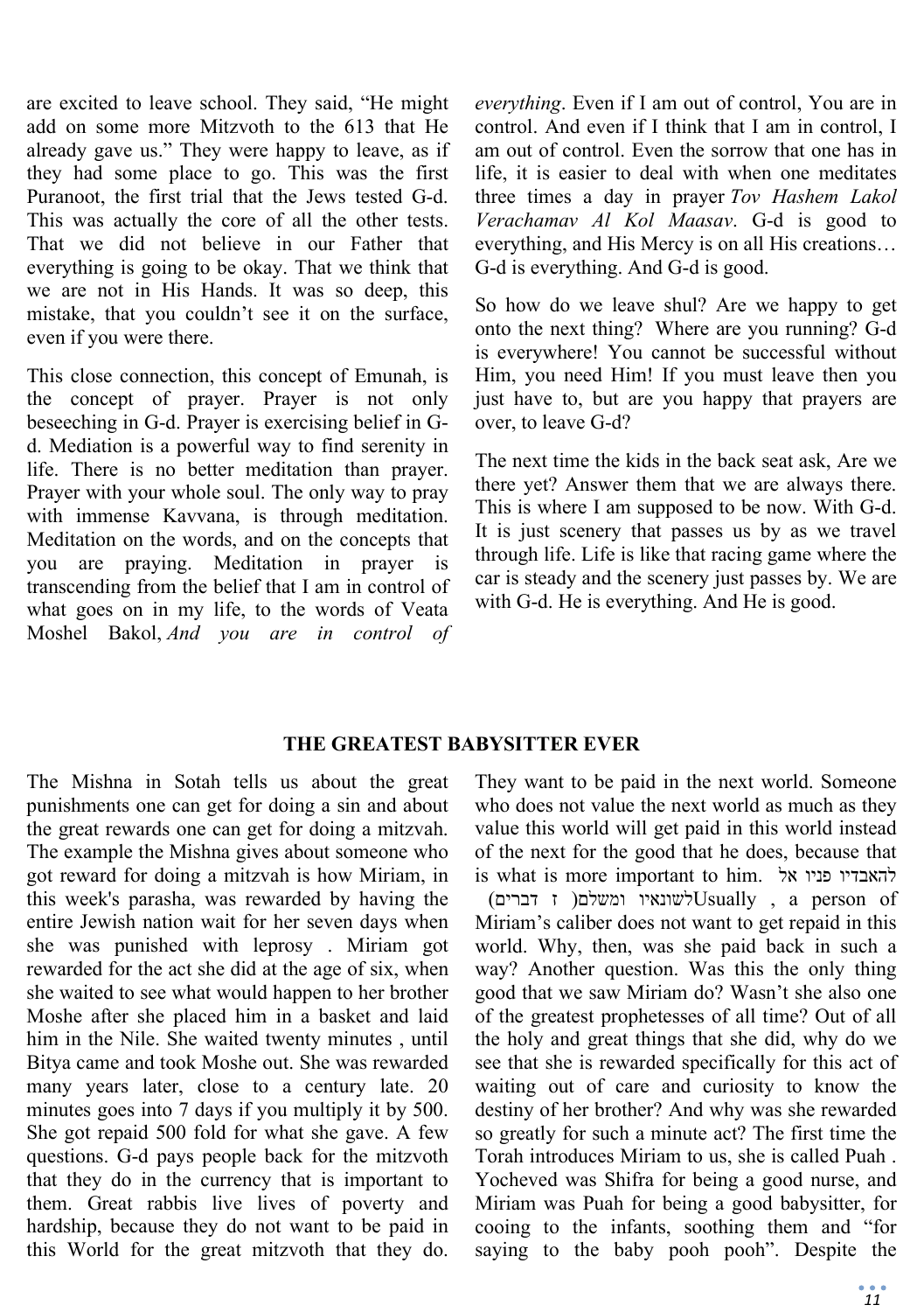are excited to leave school. They said, "He might add on some more Mitzvoth to the 613 that He already gave us." They were happy to leave, as if they had some place to go. This was the first Puranoot, the first trial that the Jews tested G-d. This was actually the core of all the other tests. That we did not believe in our Father that everything is going to be okay. That we think that we are not in His Hands. It was so deep, this mistake, that you couldn't see it on the surface, even if you were there.

This close connection, this concept of Emunah, is the concept of prayer. Prayer is not only beseeching in G-d. Prayer is exercising belief in G-d. Mediation is a powerful way to find serenity in life. There is no better meditation than prayer. Prayer with your whole soul. The only way to pray with immense Kavvana, is through meditation. Meditation on the words, and on the concepts that you are praying. Meditation in prayer is transcending from the belief that I am in control of what goes on in my life, to the words of Veata Moshel Bakol, *And you are in control of everything*. Even if I am out of control, You are in control. And even if I think that I am in control, I am out of control. Even the sorrow that one has in life, it is easier to deal with when one meditates three times a day in prayer *Tov Hashem Lakol Verachamav Al Kol Maasav*. G-d is good to everything, and His Mercy is on all His creations… G-d is everything. And G-d is good.

So how do we leave shul? Are we happy to get onto the next thing? Where are you running? G-d is everywhere! You cannot be successful without Him, you need Him! If you must leave then you just have to, but are you happy that prayers are over, to leave G-d?

The next time the kids in the back seat ask, Are we there yet? Answer them that we are always there. This is where I am supposed to be now. With G-d. It is just scenery that passes us by as we travel through life. Life is like that racing game where the car is steady and the scenery just passes by. We are with G-d. He is everything. And He is good.

## THE GREATEST BABYSITTER EVER

The Mishna in Sotah tells us about the great punishments one can get for doing a sin and about the great rewards one can get for doing a mitzvah. The example the Mishna gives about someone who got reward for doing a mitzvah is how Miriam, in this week's parasha, was rewarded by having the entire Jewish nation wait for her seven days when she was punished with leprosy . Miriam got rewarded for the act she did at the age of six, when she waited to see what would happen to her brother Moshe after she placed him in a basket and laid him in the Nile. She waited twenty minutes , until Bitya came and took Moshe out. She was rewarded many years later, close to a century late. 20 minutes goes into 7 days if you multiply it by 500. She got repaid 500 fold for what she gave. A few questions. G-d pays people back for the mitzvoth that they do in the currency that is important to them. Great rabbis live lives of poverty and hardship, because they do not want to be paid in this World for the great mitzvoth that they do. They want to be paid in the next world. Someone who does not value the next world as much as they value this world will get paid in this world instead of the next for the good that he does, because that is what is more important to him. להאבדיו פניו אל לשונאיו ומשלם( ז דברים) Usually , a person of Miriam's caliber does not want to get repaid in this world. Why, then, was she paid back in such a way? Another question. Was this the only thing good that we saw Miriam do? Wasn't she also one of the greatest prophetesses of all time? Out of all the holy and great things that she did, why do we see that she is rewarded specifically for this act of waiting out of care and curiosity to know the destiny of her brother? And why was she rewarded so greatly for such a minute act? The first time the Torah introduces Miriam to us, she is called Puah . Yocheved was Shifra for being a good nurse, and Miriam was Puah for being a good babysitter, for cooing to the infants, soothing them and "for saying to the baby pooh pooh". Despite the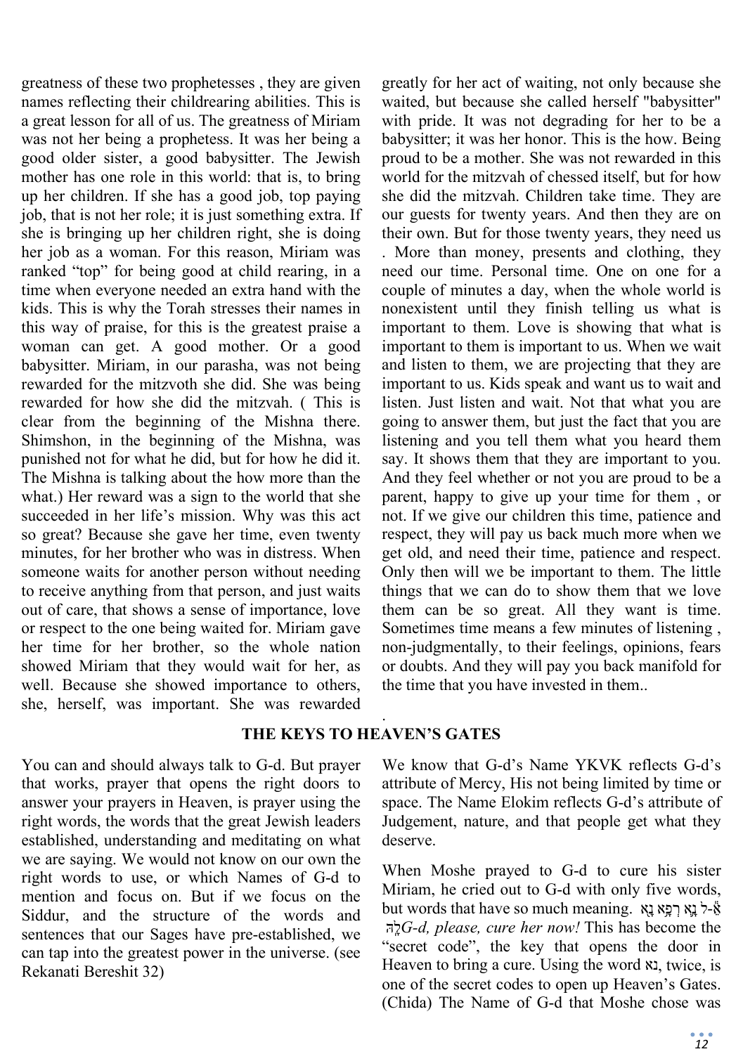greatness of these two prophetesses , they are given names reflecting their childrearing abilities. This is a great lesson for all of us. The greatness of Miriam was not her being a prophetess. It was her being a good older sister, a good babysitter. The Jewish mother has one role in this world: that is, to bring up her children. If she has a good job, top paying job, that is not her role; it is just something extra. If she is bringing up her children right, she is doing her job as a woman. For this reason, Miriam was ranked "top" for being good at child rearing, in a time when everyone needed an extra hand with the kids. This is why the Torah stresses their names in this way of praise, for this is the greatest praise a woman can get. A good mother. Or a good babysitter. Miriam, in our parasha, was not being rewarded for the mitzvoth she did. She was being rewarded for how she did the mitzvah. ( This is clear from the beginning of the Mishna there. Shimshon, in the beginning of the Mishna, was punished not for what he did, but for how he did it. The Mishna is talking about the how more than the what.) Her reward was a sign to the world that she succeeded in her life's mission. Why was this act so great? Because she gave her time, even twenty minutes, for her brother who was in distress. When someone waits for another person without needing to receive anything from that person, and just waits out of care, that shows a sense of importance, love or respect to the one being waited for. Miriam gave her time for her brother, so the whole nation showed Miriam that they would wait for her, as well. Because she showed importance to others, she, herself, was important. She was rewarded greatly for her act of waiting, not only because she waited, but because she called herself "babysitter" with pride. It was not degrading for her to be a babysitter; it was her honor. This is the how. Being proud to be a mother. She was not rewarded in this world for the mitzvah of chessed itself, but for how she did the mitzvah. Children take time. They are our guests for twenty years. And then they are on their own. But for those twenty years, they need us . More than money, presents and clothing, they need our time. Personal time. One on one for a couple of minutes a day, when the whole world is nonexistent until they finish telling us what is important to them. Love is showing that what is important to them is important to us. When we wait and listen to them, we are projecting that they are important to us. Kids speak and want us to wait and listen. Just listen and wait. Not that what you are going to answer them, but just the fact that you are listening and you tell them what you heard them say. It shows them that they are important to you. And they feel whether or not you are proud to be a parent, happy to give up your time for them , or not. If we give our children this time, patience and respect, they will pay us back much more when we get old, and need their time, patience and respect. Only then will we be important to them. The little things that we can do to show them that we love them can be so great. All they want is time. Sometimes time means a few minutes of listening , non-judgmentally, to their feelings, opinions, fears or doubts. And they will pay you back manifold for the time that you have invested in them..

## THE KEYS TO HEAVEN'S GATES

You can and should always talk to G-d. But prayer that works, prayer that opens the right doors to answer your prayers in Heaven, is prayer using the right words, the words that the great Jewish leaders established, understanding and meditating on what we are saying. We would not know on our own the right words to use, or which Names of G-d to mention and focus on. But if we focus on the Siddur, and the structure of the words and sentences that our Sages have pre-established, we can tap into the greatest power in the universe. (see Rekanati Bereshit 32)

We know that G-d's Name YKVK reflects G-d's attribute of Mercy, His not being limited by time or space. The Name Elokim reflects G-d's attribute of Judgement, nature, and that people get what they deserve.

When Moshe prayed to G-d to cure his sister Miriam, he cried out to G-d with only five words, but words that have so much meaning. אֵ-ל נָא רְפָא נָא לָהּ *G-d, please, cure her now!* This has become the "secret code", the key that opens the door in Heaven to bring a cure. Using the word נא, twice, is one of the secret codes to open up Heaven's Gates. (Chida) The Name of G-d that Moshe chose was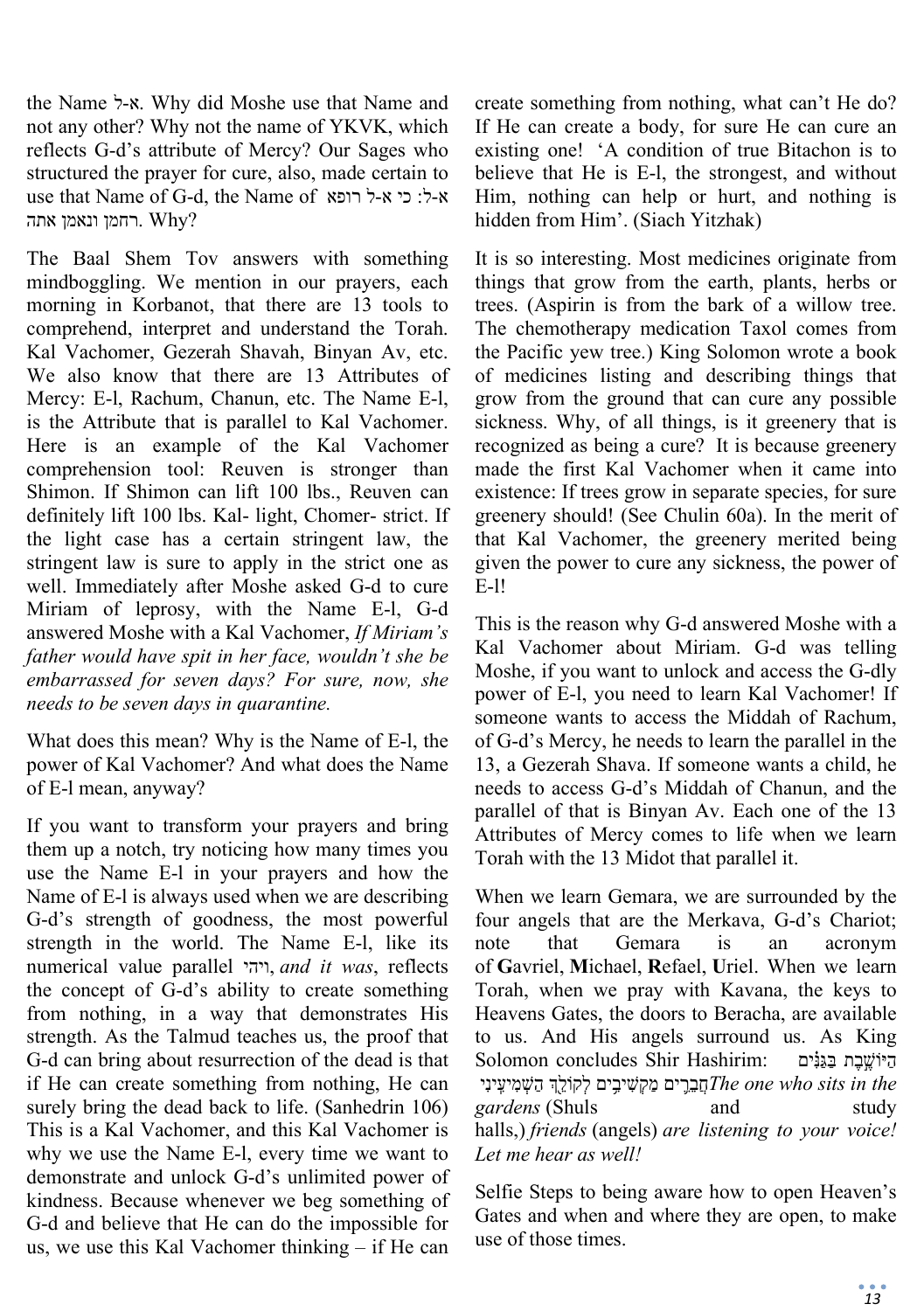the Name א-ל. Why did Moshe use that Name and not any other? Why not the name of YKVK, which reflects G-d's attribute of Mercy? Our Sages who structured the prayer for cure, also, made certain to use that Name of G-d, the Name of א-ל: כי א-ל רופא רחמן ונאמן אתה. Why?

The Baal Shem Tov answers with something mindboggling. We mention in our prayers, each morning in Korbanot, that there are 13 tools to comprehend, interpret and understand the Torah. Kal Vachomer, Gezerah Shavah, Binyan Av, etc. We also know that there are 13 Attributes of Mercy: E-l, Rachum, Chanun, etc. The Name E-l, is the Attribute that is parallel to Kal Vachomer. Here is an example of the Kal Vachomer comprehension tool: Reuven is stronger than Shimon. If Shimon can lift 100 lbs., Reuven can definitely lift 100 lbs. Kal- light, Chomer- strict. If the light case has a certain stringent law, the stringent law is sure to apply in the strict one as well. Immediately after Moshe asked G-d to cure Miriam of leprosy, with the Name E-l, G-d answered Moshe with a Kal Vachomer, *If Miriam's father would have spit in her face, wouldn't she be embarrassed for seven days? For sure, now, she needs to be seven days in quarantine.*

What does this mean? Why is the Name of E-l, the power of Kal Vachomer? And what does the Name of E-l mean, anyway?

If you want to transform your prayers and bring them up a notch, try noticing how many times you use the Name E-l in your prayers and how the Name of E-l is always used when we are describing G-d's strength of goodness, the most powerful strength in the world. The Name E-l, like its numerical value parallel ויהי, *and it was*, reflects the concept of G-d's ability to create something from nothing, in a way that demonstrates His strength. As the Talmud teaches us, the proof that G-d can bring about resurrection of the dead is that if He can create something from nothing, He can surely bring the dead back to life. (Sanhedrin 106) This is a Kal Vachomer, and this Kal Vachomer is why we use the Name E-l, every time we want to demonstrate and unlock G-d's unlimited power of kindness. Because whenever we beg something of G-d and believe that He can do the impossible for us, we use this Kal Vachomer thinking – if He can create something from nothing, what can't He do? If He can create a body, for sure He can cure an existing one! 'A condition of true Bitachon is to believe that He is E-l, the strongest, and without Him, nothing can help or hurt, and nothing is hidden from Him'. (Siach Yitzhak)

It is so interesting. Most medicines originate from things that grow from the earth, plants, herbs or trees. (Aspirin is from the bark of a willow tree. The chemotherapy medication Taxol comes from the Pacific yew tree.) King Solomon wrote a book of medicines listing and describing things that grow from the ground that can cure any possible sickness. Why, of all things, is it greenery that is recognized as being a cure? It is because greenery made the first Kal Vachomer when it came into existence: If trees grow in separate species, for sure greenery should! (See Chulin 60a). In the merit of that Kal Vachomer, the greenery merited being given the power to cure any sickness, the power of E-l!

This is the reason why G-d answered Moshe with a Kal Vachomer about Miriam. G-d was telling Moshe, if you want to unlock and access the G-dly power of E-l, you need to learn Kal Vachomer! If someone wants to access the Middah of Rachum, of G-d's Mercy, he needs to learn the parallel in the 13, a Gezerah Shava. If someone wants a child, he needs to access G-d's Middah of Chanun, and the parallel of that is Binyan Av. Each one of the 13 Attributes of Mercy comes to life when we learn Torah with the 13 Midot that parallel it.

When we learn Gemara, we are surrounded by the four angels that are the Merkava, G-d's Chariots; note that Gemara is an acronym of **G**avriel, **M**ichael, **R**efael, **U**riel. When we learn Torah, when we pray with Kavana, the keys to Heavens Gates, the doors to Beracha, are available to us. And His angels surround us. As King Solomon concludes Shir Hashirim: הַיּוֹשֶׁבֶת בַּגַּנִּים חֲבֵרִים מַקְשִׁיבִים לְקוֹלֵךְ הַשְׁמִיעִנִי *The one who sits in the gardens* (Shuls and study halls,) *friends* (angels) *are listening to your voice! Let me hear as well!*

Selfie Steps to being aware how to open Heaven's Gates and when and where they are open, to make use of those times.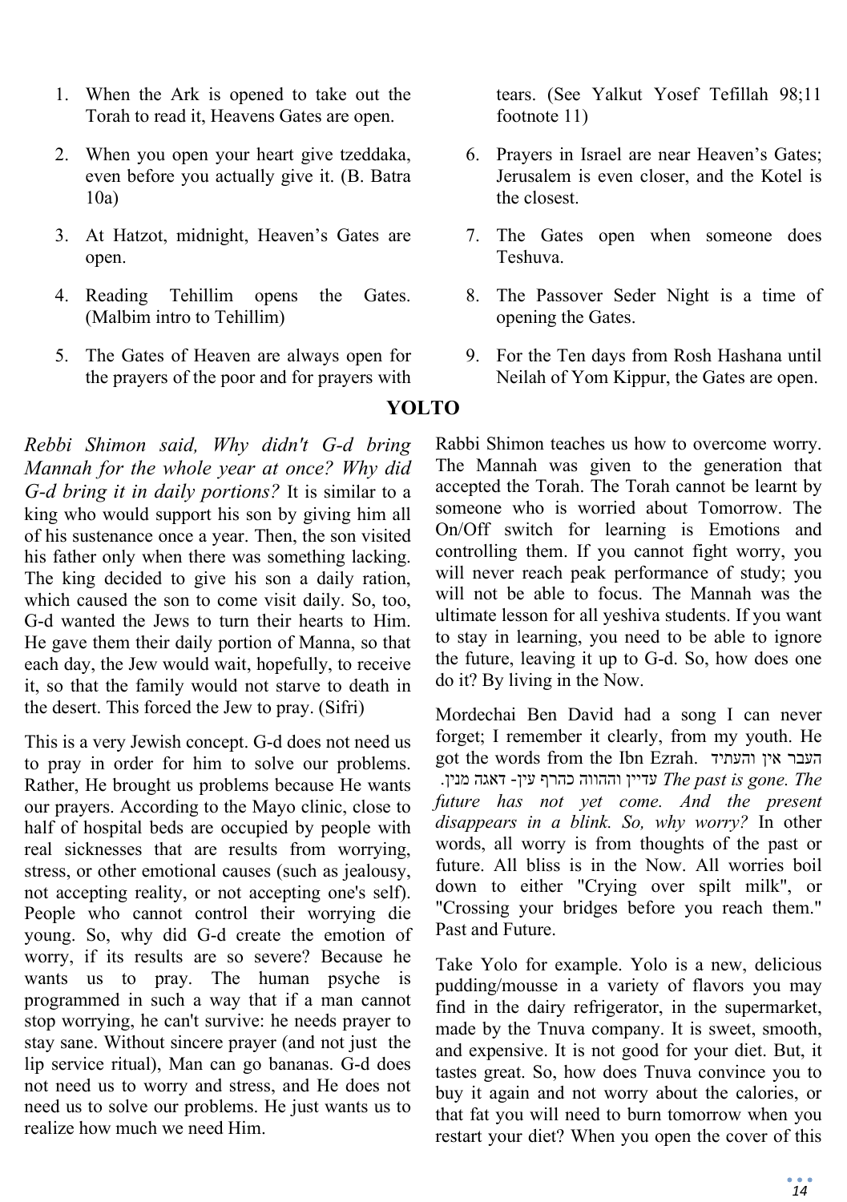1. When the Ark is opened to take out the Torah to read it, Heavens Gates are open.
2. When you open your heart give tzeddaka, even before you actually give it. (B. Batra 10a)
3. At Hatzot, midnight, Heaven's Gates are open.
4. Reading Tehillim opens the Gates. (Malbim intro to Tehillim)
5. The Gates of Heaven are always open for the prayers of the poor and for prayers with tears. (See Yalkut Yosef Tefillah 98;11 footnote 11)
6. Prayers in Israel are near Heaven's Gates; Jerusalem is even closer, and the Kotel is the closest.
7. The Gates open when someone does Teshuva.
8. The Passover Seder Night is a time of opening the Gates.
9. For the Ten days from Rosh Hashana until Neilah of Yom Kippur, the Gates are open.

## YOLTO

*Rebbi Shimon said, Why didn't G-d bring Mannah for the whole year at once? Why did G-d bring it in daily portions?* It is similar to a king who would support his son by giving him all of his sustenance once a year. Then, the son visited his father only when there was something lacking. The king decided to give his son a daily ration, which caused the son to come visit daily. So, too, G-d wanted the Jews to turn their hearts to Him. He gave them their daily portion of Manna, so that each day, the Jew would wait, hopefully, to receive it, so that the family would not starve to death in the desert. This forced the Jew to pray. (Sifri)

This is a very Jewish concept. G-d does not need us to pray in order for him to solve our problems. Rather, He brought us problems because He wants our prayers. According to the Mayo clinic, close to half of hospital beds are occupied by people with real sicknesses that are results from worrying, stress, or other emotional causes (such as jealousy, not accepting reality, or not accepting one's self). People who cannot control their worrying die young. So, why did G-d create the emotion of worry, if its results are so severe? Because he wants us to pray. The human psyche is programmed in such a way that if a man cannot stop worrying, he can't survive: he needs prayer to stay sane. Without sincere prayer (and not just the lip service ritual), Man can go bananas. G-d does not need us to worry and stress, and He does not need us to solve our problems. He just wants us to realize how much we need Him.

Rabbi Shimon teaches us how to overcome worry. The Mannah was given to the generation that accepted the Torah. The Torah cannot be learnt by someone who is worried about Tomorrow. The On/Off switch for learning is Emotions and controlling them. If you cannot fight worry, you will never reach peak performance of study; you will not be able to focus. The Mannah was the ultimate lesson for all yeshiva students. If you want to stay in learning, you need to be able to ignore the future, leaving it up to G-d. So, how does one do it? By living in the Now.

Mordechai Ben David had a song I can never forget; I remember it clearly, from my youth. He got the words from the Ibn Ezrah. העבר אין והעתיד עדיין וההווה כהרף עין- דאגה מנין. *The past is gone. The future has not yet come. And the present disappears in a blink. So, why worry?* In other words, all worry is from thoughts of the past or future. All bliss is in the Now. All worries boil down to either "Crying over spilt milk", or "Crossing your bridges before you reach them." Past and Future.

Take Yolo for example. Yolo is a new, delicious pudding/mousse in a variety of flavors you may find in the dairy refrigerator, in the supermarket, made by the Tnuva company. It is sweet, smooth, and expensive. It is not good for your diet. But, it tastes great. So, how does Tnuva convince you to buy it again and not worry about the calories, or that fat you will need to burn tomorrow when you restart your diet? When you open the cover of this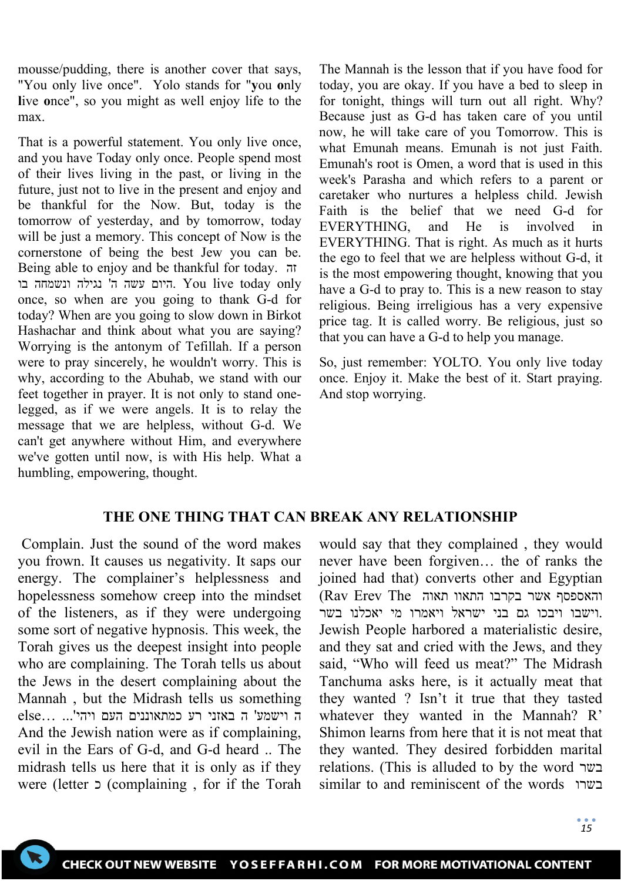mousse/pudding, there is another cover that says, "You only live once". Yolo stands for "**y**ou **o**nly **l**ive **o**nce", so you might as well enjoy life to the max.

That is a powerful statement. You only live once, and you have Today only once. People spend most of their lives living in the past, or living in the future, just not to live in the present and enjoy and be thankful for the Now. But, today is the tomorrow of yesterday, and by tomorrow, today will be just a memory. This concept of Now is the cornerstone of being the best Jew you can be. Being able to enjoy and be thankful for today. זה היום עשה ה' נגילה ונשמחה בו. You live today only once, so when are you going to thank G-d for today? When are you going to slow down in Birkot Hashachar and think about what you are saying? Worrying is the antonym of Tefillah. If a person were to pray sincerely, he wouldn't worry. This is why, according to the Abuhab, we stand with our feet together in prayer. It is not only to stand one-legged, as if we were angels. It is to relay the message that we are helpless, without G-d. We can't get anywhere without Him, and everywhere we've gotten until now, is with His help. What a humbling, empowering, thought.

The Mannah is the lesson that if you have food for today, you are okay. If you have a bed to sleep in for tonight, things will turn out all right. Why? Because just as G-d has taken care of you until now, he will take care of you Tomorrow. This is what Emunah means. Emunah is not just Faith. Emunah's root is Omen, a word that is used in this week's Parasha and which refers to a parent or caretaker who nurtures a helpless child. Jewish Faith is the belief that we need G-d for EVERYTHING, and He is involved in EVERYTHING. That is right. As much as it hurts the ego to feel that we are helpless without G-d, it is the most empowering thought, knowing that you have a G-d to pray to. This is a new reason to stay religious. Being irreligious has a very expensive price tag. It is called worry. Be religious, just so that you can have a G-d to help you manage.

So, just remember: YOLTO. You only live today once. Enjoy it. Make the best of it. Start praying. And stop worrying.

## THE ONE THING THAT CAN BREAK ANY RELATIONSHIP

Complain. Just the sound of the word makes you frown. It causes us negativity. It saps our energy. The complainer's helplessness and hopelessness somehow creep into the mindset of the listeners, as if they were undergoing some sort of negative hypnosis. This week, the Torah gives us the deepest insight into people who are complaining. The Torah tells us about the Jews in the desert complaining about the Mannah , but the Midrash tells us something else… ויהי העם כמתאוננים רע באזני ה' וישמע ה'... And the Jewish nation were as if complaining, evil in the Ears of G-d, and G-d heard .. The midrash tells us here that it is only as if they were (letter כ (complaining , for if the Torah would say that they complained , they would never have been forgiven… the of ranks the joined had that) converts other and Egyptian (Rav Erev The והאספסף אשר בקרבו התאוו תאוה וישבו ויבכו גם בני ישראל ויאמרו מי יאכלנו בשר. Jewish People harbored a materialistic desire, and they sat and cried with the Jews, and they said, "Who will feed us meat?" The Midrash Tanchuma asks here, is it actually meat that they wanted ? Isn't it true that they tasted whatever they wanted in the Mannah? R' Shimon learns from here that it is not meat that they wanted. They desired forbidden marital relations. (This is alluded to by the word בשר similar to and reminiscent of the words בשרו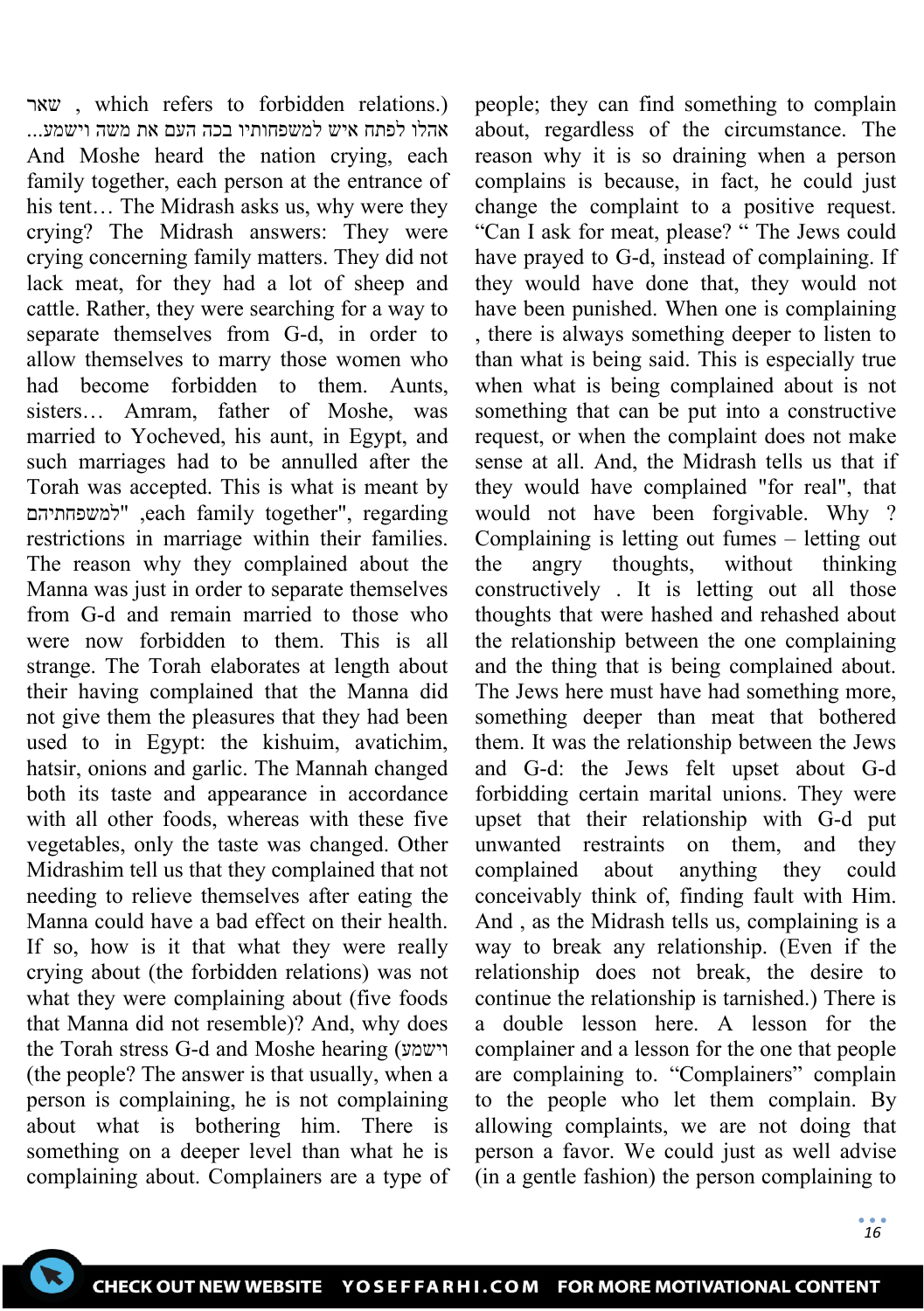שאר , which refers to forbidden relations.) ...אהלו לפתח איש למשפחותיו בכה העם את משה וישמע And Moshe heard the nation crying, each family together, each person at the entrance of his tent… The Midrash asks us, why were they crying? The Midrash answers: They were crying concerning family matters. They did not lack meat, for they had a lot of sheep and cattle. Rather, they were searching for a way to separate themselves from G-d, in order to allow themselves to marry those women who had become forbidden to them. Aunts, sisters… Amram, father of Moshe, was married to Yocheved, his aunt, in Egypt, and such marriages had to be annulled after the Torah was accepted. This is what is meant by "למשפחתיהם ,each family together", regarding restrictions in marriage within their families. The reason why they complained about the Manna was just in order to separate themselves from G-d and remain married to those who were now forbidden to them. This is all strange. The Torah elaborates at length about their having complained that the Manna did not give them the pleasures that they had been used to in Egypt: the kishuim, avatichim, hatsir, onions and garlic. The Mannah changed both its taste and appearance in accordance with all other foods, whereas with these five vegetables, only the taste was changed. Other Midrashim tell us that they complained that not needing to relieve themselves after eating the Manna could have a bad effect on their health. If so, how is it that what they were really crying about (the forbidden relations) was not what they were complaining about (five foods that Manna did not resemble)? And, why does the Torah stress G-d and Moshe hearing (וישמע (the people? The answer is that usually, when a person is complaining, he is not complaining about what is bothering him. There is something on a deeper level than what he is complaining about. Complainers are a type of people; they can find something to complain about, regardless of the circumstance. The reason why it is so draining when a person complains is because, in fact, he could just change the complaint to a positive request. "Can I ask for meat, please? " The Jews could have prayed to G-d, instead of complaining. If they would have done that, they would not have been punished. When one is complaining , there is always something deeper to listen to than what is being said. This is especially true when what is being complained about is not something that can be put into a constructive request, or when the complaint does not make sense at all. And, the Midrash tells us that if they would have complained "for real", that would not have been forgivable. Why ? Complaining is letting out fumes – letting out the angry thoughts, without thinking constructively . It is letting out all those thoughts that were hashed and rehashed about the relationship between the one complaining and the thing that is being complained about. The Jews here must have had something more, something deeper than meat that bothered them. It was the relationship between the Jews and G-d: the Jews felt upset about G-d forbidding certain marital unions. They were upset that their relationship with G-d put unwanted restraints on them, and they complained about anything they could conceivably think of, finding fault with Him. And , as the Midrash tells us, complaining is a way to break any relationship. (Even if the relationship does not break, the desire to continue the relationship is tarnished.) There is a double lesson here. A lesson for the complainer and a lesson for the one that people are complaining to. "Complainers" complain to the people who let them complain. By allowing complaints, we are not doing that person a favor. We could just as well advise (in a gentle fashion) the person complaining to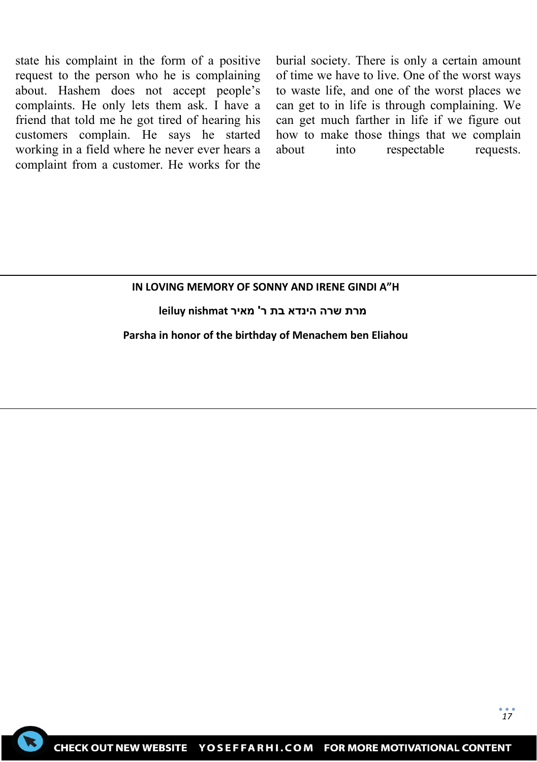state his complaint in the form of a positive request to the person who he is complaining about. Hashem does not accept people's complaints. He only lets them ask. I have a friend that told me he got tired of hearing his customers complain. He says he started working in a field where he never ever hears a complaint from a customer. He works for the burial society. There is only a certain amount of time we have to live. One of the worst ways to waste life, and one of the worst places we can get to in life is through complaining. We can get much farther in life if we figure out how to make those things that we complain about into respectable requests.

---

**IN LOVING MEMORY OF SONNY AND IRENE GINDI A"H**

**leiluy nishmat מרת שרה הינדא בת ר' מאיר**

**Parsha in honor of the birthday of Menachem ben Eliahou**

---

**CHECK OUT NEW WEBSITE YOSEFFARHI.COM FOR MORE MOTIVATIONAL CONTENT**